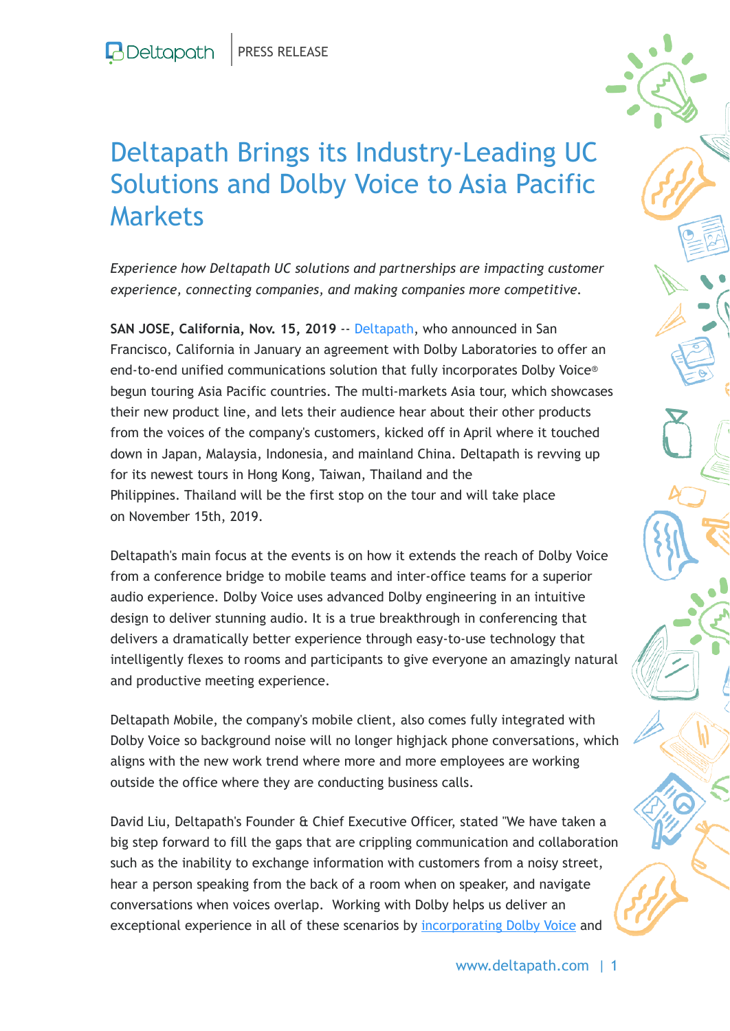Deltapath | PRESS RELEASE

# Deltapath Brings its Industry-Leading UC Solutions and Dolby Voice to Asia Pacific Markets

*Experience how Deltapath UC solutions and partnerships are impacting customer experience, connecting companies, and making companies more competitive.*

**SAN JOSE, California, Nov. 15, 2019** -- Deltapath, who announced in San Francisco, California in January an agreement with Dolby Laboratories to offer an end-to-end unified communications solution that fully incorporates Dolby Voice® begun touring Asia Pacific countries. The multi-markets Asia tour, which showcases their new product line, and lets their audience hear about their other products from the voices of the company's customers, kicked off in April where it touched down in Japan, Malaysia, Indonesia, and mainland China. Deltapath is revving up for its newest tours in Hong Kong, Taiwan, Thailand and the Philippines. Thailand will be the first stop on the tour and will take place on November 15th, 2019.

Deltapath's main focus at the events is on how it extends the reach of Dolby Voice from a conference bridge to mobile teams and inter-office teams for a superior audio experience. Dolby Voice uses advanced Dolby engineering in an intuitive design to deliver stunning audio. It is a true breakthrough in conferencing that delivers a dramatically better experience through easy-to-use technology that intelligently flexes to rooms and participants to give everyone an amazingly natural and productive meeting experience.

Deltapath Mobile, the company's mobile client, also comes fully integrated with Dolby Voice so background noise will no longer highjack phone conversations, which aligns with the new work trend where more and more employees are working outside the office where they are conducting business calls.

David Liu, Deltapath's Founder & Chief Executive Officer, stated "We have taken a big step forward to fill the gaps that are crippling communication and collaboration such as the inability to exchange information with customers from a noisy street, hear a person speaking from the back of a room when on speaker, and navigate conversations when voices overlap.  Working with Dolby helps us deliver an exceptional experience in all of these scenarios by incorporating Dolby Voice and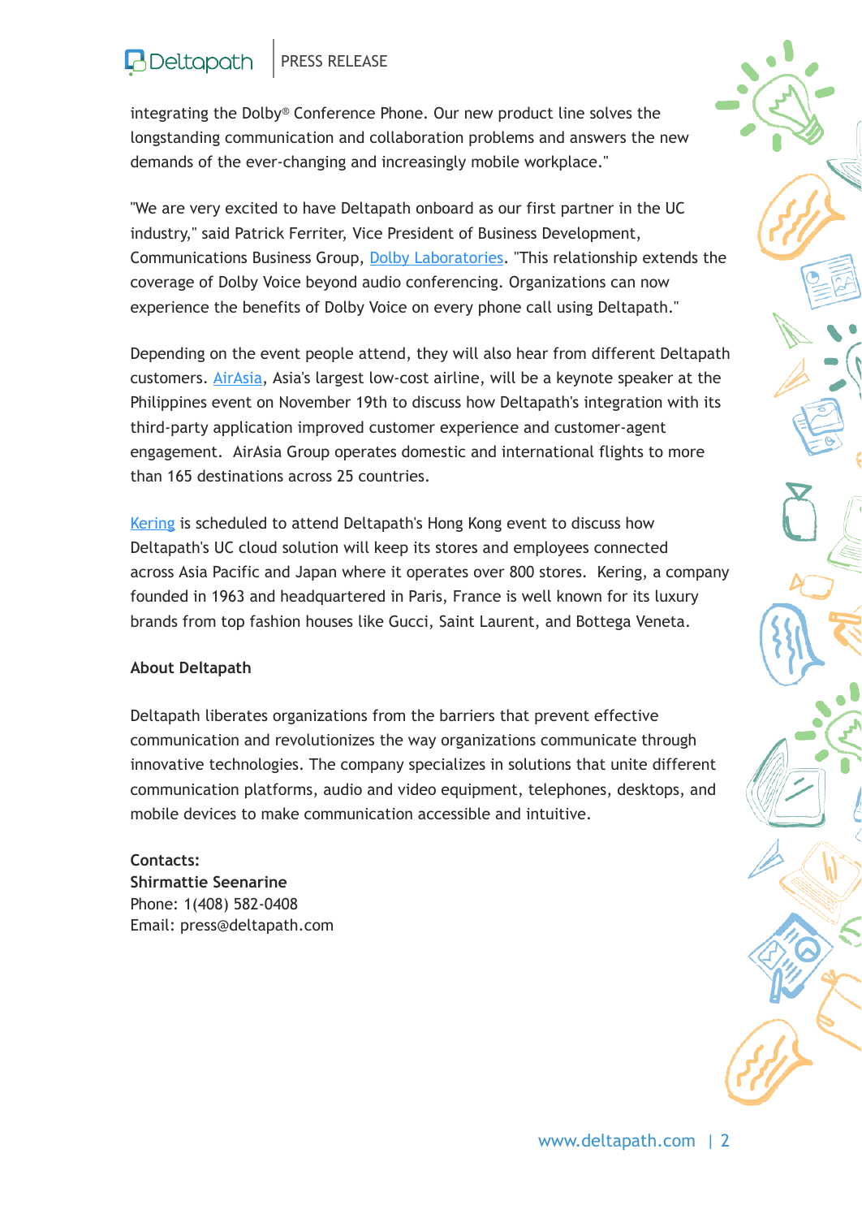integrating the Dolby® Conference Phone. Our new product line solves the longstanding communication and collaboration problems and answers the new demands of the ever-changing and increasingly mobile workplace."

"We are very excited to have Deltapath onboard as our first partner in the UC industry," said Patrick Ferriter, Vice President of Business Development, Communications Business Group, Dolby Laboratories. "This relationship extends the coverage of Dolby Voice beyond audio conferencing. Organizations can now experience the benefits of Dolby Voice on every phone call using Deltapath."

Depending on the event people attend, they will also hear from different Deltapath customers. AirAsia, Asia's largest low-cost airline, will be a keynote speaker at the Philippines event on November 19th to discuss how Deltapath's integration with its third-party application improved customer experience and customer-agent engagement.  AirAsia Group operates domestic and international flights to more than 165 destinations across 25 countries.

Kering is scheduled to attend Deltapath's Hong Kong event to discuss how Deltapath's UC cloud solution will keep its stores and employees connected across Asia Pacific and Japan where it operates over 800 stores.  Kering, a company founded in 1963 and headquartered in Paris, France is well known for its luxury brands from top fashion houses like Gucci, Saint Laurent, and Bottega Veneta.

**About Deltapath**

Deltapath liberates organizations from the barriers that prevent effective communication and revolutionizes the way organizations communicate through innovative technologies. The company specializes in solutions that unite different communication platforms, audio and video equipment, telephones, desktops, and mobile devices to make communication accessible and intuitive.

**Contacts:**
**Shirmattie Seenarine**
Phone: 1(408) 582-0408
Email: press@deltapath.com